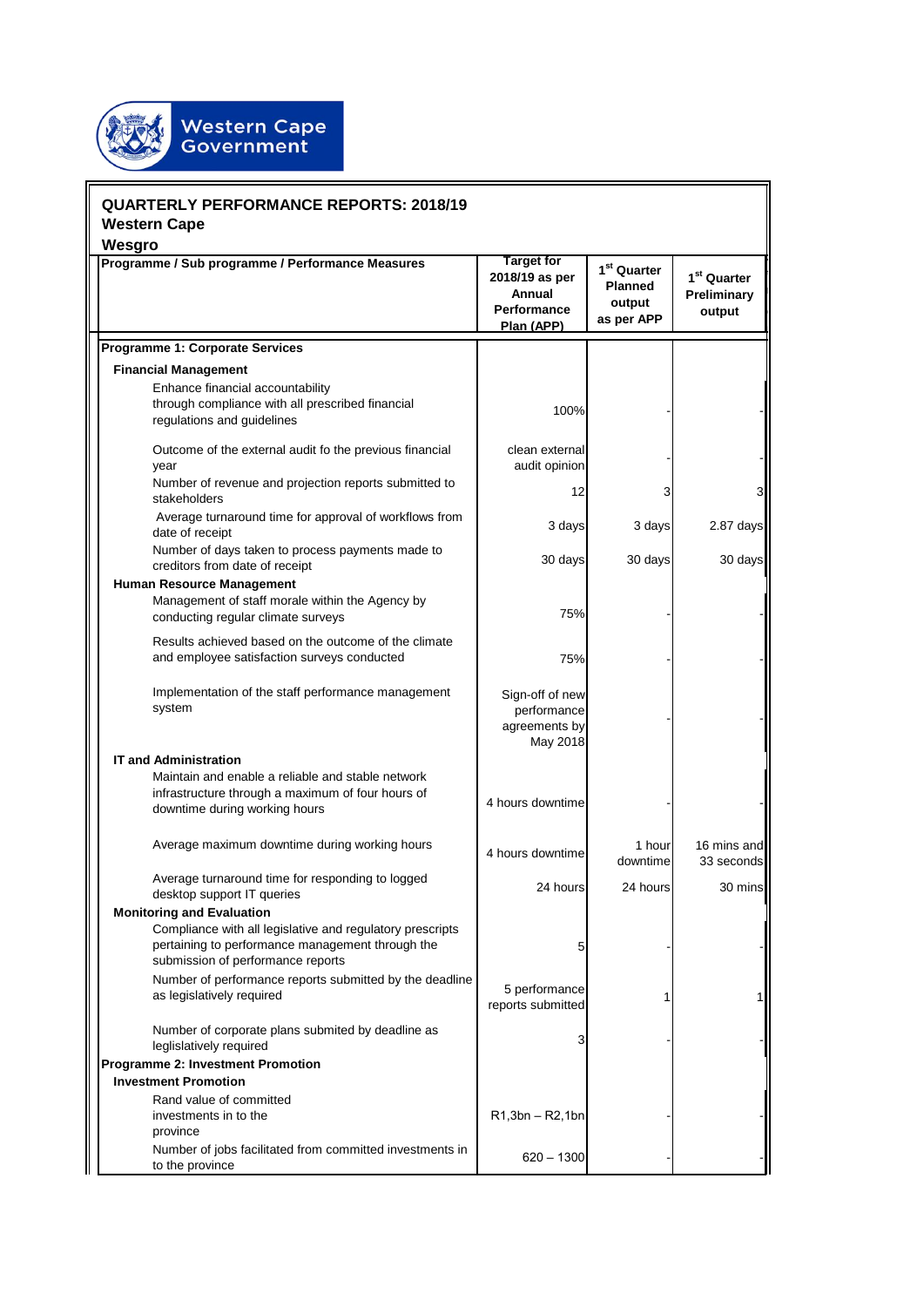## QUARTERLY PERFORMANCE REPORTS: 2018/19

**Western Cape**

**Wesgro**

| Programme / Sub programme / Performance Measures | Target for 2018/19 as per Annual Performance Plan (APP) | 1st Quarter Planned output as per APP | 1st Quarter Preliminary output |
|---|---|---|---|
| **Programme 1: Corporate Services** | | | |
| **Financial Management** | | | |
| Enhance financial accountability through compliance with all prescribed financial regulations and guidelines | 100% | - | - |
| Outcome of the external audit fo the previous financial year | clean external audit opinion | - | - |
| Number of revenue and projection reports submitted to stakeholders | 12 | 3 | 3 |
| Average turnaround time for approval of workflows from date of receipt | 3 days | 3 days | 2.87 days |
| Number of days taken to process payments made to creditors from date of receipt | 30 days | 30 days | 30 days |
| **Human Resource Management** | | | |
| Management of staff morale within the Agency by conducting regular climate surveys | 75% | - | - |
| Results achieved based on the outcome of the climate and employee satisfaction surveys conducted | 75% | - | - |
| Implementation of the staff performance management system | Sign-off of new performance agreements by May 2018 | - | - |
| **IT and Administration** | | | |
| Maintain and enable a reliable and stable network infrastructure through a maximum of four hours of downtime during working hours | 4 hours downtime | - | - |
| Average maximum downtime during working hours | 4 hours downtime | 1 hour downtime | 16 mins and 33 seconds |
| Average turnaround time for responding to logged desktop support IT queries | 24 hours | 24 hours | 30 mins |
| **Monitoring and Evaluation** | | | |
| Compliance with all legislative and regulatory prescripts pertaining to performance management through the submission of performance reports | 5 | - | - |
| Number of performance reports submitted by the deadline as legislatively required | 5 performance reports submitted | 1 | 1 |
| Number of corporate plans submited by deadline as leglislatively required | 3 | - | - |
| **Programme 2: Investment Promotion** | | | |
| **Investment Promotion** | | | |
| Rand value of committed investments in to the province | R1,3bn – R2,1bn | - | - |
| Number of jobs facilitated from committed investments in to the province | 620 – 1300 | - | - |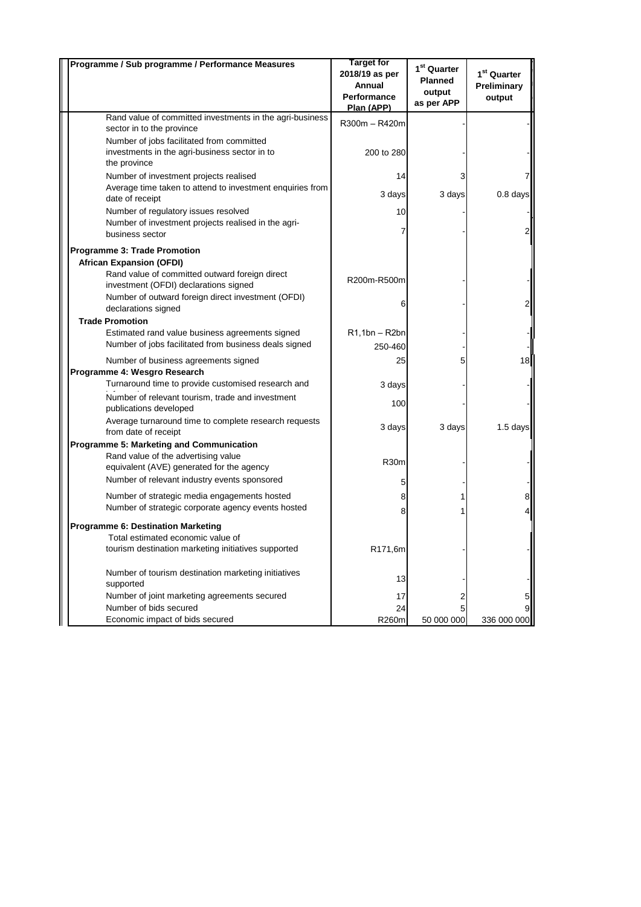| Programme / Sub programme / Performance Measures | Target for 2018/19 as per Annual Performance Plan (APP) | 1st Quarter Planned output as per APP | 1st Quarter Preliminary output |
|---|---|---|---|
| Rand value of committed investments in the agri-business sector in to the province | R300m – R420m | - | - |
| Number of jobs facilitated from committed investments in the agri-business sector in to the province | 200 to 280 | - | - |
| Number of investment projects realised | 14 | 3 | 7 |
| Average time taken to attend to investment enquiries from date of receipt | 3 days | 3 days | 0.8 days |
| Number of regulatory issues resolved | 10 | - | - |
| Number of investment projects realised in the agri-business sector | 7 | - | 2 |
| **Programme 3: Trade Promotion** | | | |
| **African Expansion (OFDI)** | | | |
| Rand value of committed outward foreign direct investment (OFDI) declarations signed | R200m-R500m | - | - |
| Number of outward foreign direct investment (OFDI) declarations signed | 6 | - | 2 |
| **Trade Promotion** | | | |
| Estimated rand value business agreements signed | R1,1bn – R2bn | - | - |
| Number of jobs facilitated from business deals signed | 250-460 | - | - |
| Number of business agreements signed | 25 | 5 | 18 |
| **Programme 4: Wesgro Research** | | | |
| Turnaround time to provide customised research and | 3 days | - | - |
| Number of relevant tourism, trade and investment publications developed | 100 | - | - |
| Average turnaround time to complete research requests from date of receipt | 3 days | 3 days | 1.5 days |
| **Programme 5: Marketing and Communication** | | | |
| Rand value of the advertising value equivalent (AVE) generated for the agency | R30m | - | - |
| Number of relevant industry events sponsored | 5 | - | - |
| Number of strategic media engagements hosted | 8 | 1 | 8 |
| Number of strategic corporate agency events hosted | 8 | 1 | 4 |
| **Programme 6: Destination Marketing** | | | |
| Total estimated economic value of tourism destination marketing initiatives supported | R171,6m | - | - |
| Number of tourism destination marketing initiatives supported | 13 | - | - |
| Number of joint marketing agreements secured | 17 | 2 | 5 |
| Number of bids secured | 24 | 5 | 9 |
| Economic impact of bids secured | R260m | 50 000 000 | 336 000 000 |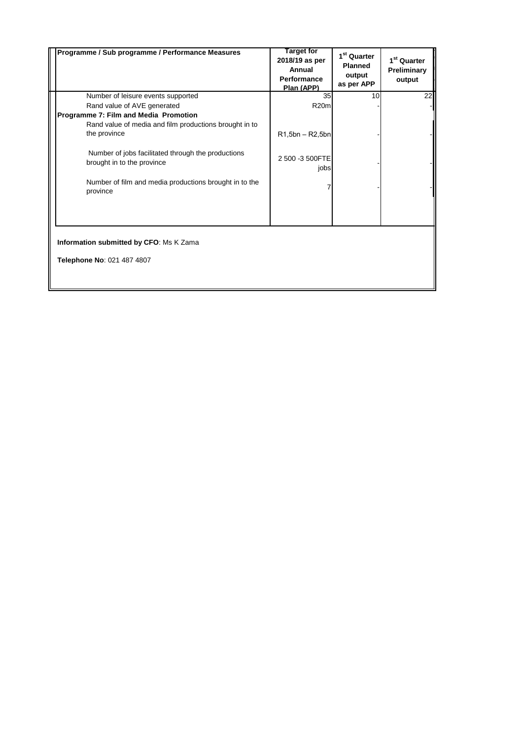| Programme / Sub programme / Performance Measures | Target for 2018/19 as per Annual Performance Plan (APP) | 1st Quarter Planned output as per APP | 1st Quarter Preliminary output |
|---|---|---|---|
| Number of leisure events supported | 35 | 10 | 22 |
| Rand value of AVE generated | R20m | - | - |
| **Programme 7: Film and Media Promotion** | | | |
| Rand value of media and film productions brought in to the province | R1,5bn – R2,5bn | - | - |
| Number of jobs facilitated through the productions brought in to the province | 2 500 -3 500FTE jobs | - | - |
| Number of film and media productions brought in to the province | 7 | - | - |

**Information submitted by CFO**: Ms K Zama

**Telephone No**: 021 487 4807